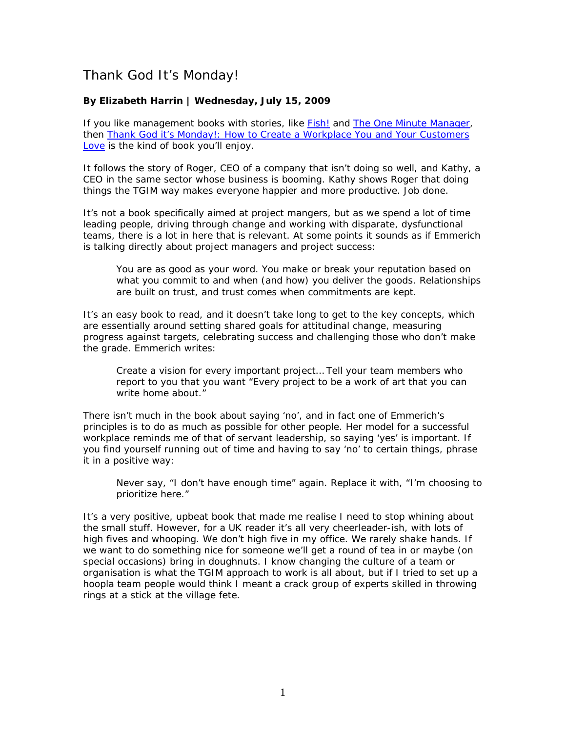# Thank God It's Monday!

**By Elizabeth Harrin | Wednesday, July 15, 2009**

If you like management books with stories, like Fish! and The One Minute Manager, then Thank God it's Monday!: How to Create a Workplace You and Your Customers Love is the kind of book you'll enjoy.

It follows the story of Roger, CEO of a company that isn't doing so well, and Kathy, a CEO in the same sector whose business is booming. Kathy shows Roger that doing things the TGIM way makes everyone happier and more productive. Job done.

It's not a book specifically aimed at project mangers, but as we spend a lot of time leading people, driving through change and working with disparate, dysfunctional teams, there is a lot in here that is relevant. At some points it sounds as if Emmerich is talking directly about project managers and project success:

> You are as good as your word. You make or break your reputation based on what you commit to and when (and how) you deliver the goods. Relationships are built on trust, and trust comes when commitments are kept.

It's an easy book to read, and it doesn't take long to get to the key concepts, which are essentially around setting shared goals for attitudinal change, measuring progress against targets, celebrating success and challenging those who don't make the grade. Emmerich writes:

> Create a vision for every important project… Tell your team members who report to you that you want "Every project to be a work of art that you can write home about."

There isn't much in the book about saying 'no', and in fact one of Emmerich's principles is to do as much as possible for other people. Her model for a successful workplace reminds me of that of servant leadership, so saying 'yes' is important. If you find yourself running out of time and having to say 'no' to certain things, phrase it in a positive way:

> Never say, "I don't have enough time" again. Replace it with, "I'm choosing to prioritize here."

It's a very positive, upbeat book that made me realise I need to stop whining about the small stuff. However, for a UK reader it's all very cheerleader-ish, with lots of high fives and whooping. We don't high five in my office. We rarely shake hands. If we want to do something nice for someone we'll get a round of tea in or maybe (on special occasions) bring in doughnuts. I know changing the culture of a team or organisation is what the TGIM approach to work is all about, but if I tried to set up a hoopla team people would think I meant a crack group of experts skilled in throwing rings at a stick at the village fete.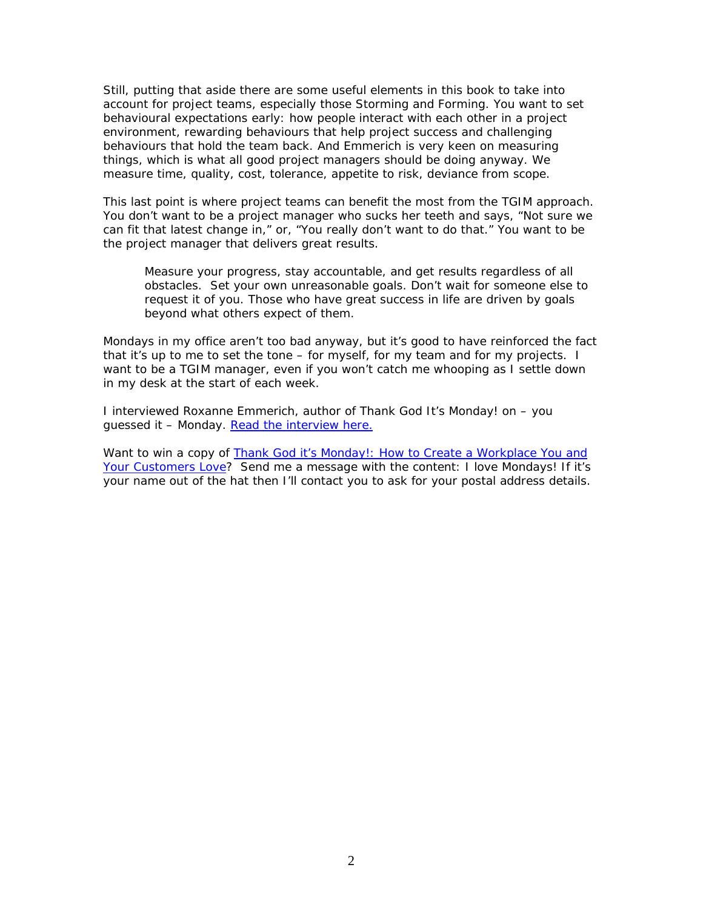Still, putting that aside there are some useful elements in this book to take into account for project teams, especially those Storming and Forming. You want to set behavioural expectations early: how people interact with each other in a project environment, rewarding behaviours that help project success and challenging behaviours that hold the team back. And Emmerich is very keen on measuring things, which is what all good project managers should be doing anyway. We measure time, quality, cost, tolerance, appetite to risk, deviance from scope.

This last point is where project teams can benefit the most from the TGIM approach. You don't want to be a project manager who sucks her teeth and says, "Not sure we can fit that latest change in," or, "You really don't want to do that." You want to be the project manager that delivers great results.

> Measure your progress, stay accountable, and get results regardless of all obstacles. Set your own unreasonable goals. Don't wait for someone else to request it of you. Those who have great success in life are driven by goals beyond what others expect of them.

Mondays in my office aren't too bad anyway, but it's good to have reinforced the fact that it's up to me to set the tone – for myself, for my team and for my projects. I want to be a TGIM manager, even if you won't catch me whooping as I settle down in my desk at the start of each week.

I interviewed Roxanne Emmerich, author of Thank God It's Monday! on – you guessed it – Monday. Read the interview here.

Want to win a copy of Thank God it's Monday!: How to Create a Workplace You and Your Customers Love? Send me a message with the content: I love Mondays! If it's your name out of the hat then I'll contact you to ask for your postal address details.